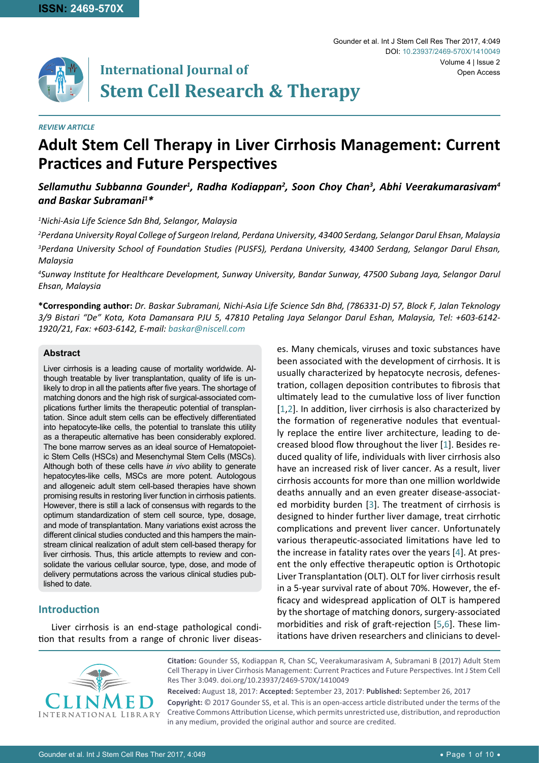*REVIEW ARTICLE*

# Adult Stem Cell Therapy in Liver Cirrhosis Management: Current Practices and Future Perspectives

***Sellamuthu Subbanna Gounder[1], Radha Kodiappan[2], Soon Choy Chan[3], Abhi Veerakumarasivam[4] and Baskar Subramani[1]\****

*[1]Nichi-Asia Life Science Sdn Bhd, Selangor, Malaysia*

*[2]Perdana University Royal College of Surgeon Ireland, Perdana University, 43400 Serdang, Selangor Darul Ehsan, Malaysia*

*[3]Perdana University School of Foundation Studies (PUSFS), Perdana University, 43400 Serdang, Selangor Darul Ehsan, Malaysia*

*[4]Sunway Institute for Healthcare Development, Sunway University, Bandar Sunway, 47500 Subang Jaya, Selangor Darul Ehsan, Malaysia*

**\*Corresponding author:** *Dr. Baskar Subramani, Nichi-Asia Life Science Sdn Bhd, (786331-D) 57, Block F, Jalan Teknology 3/9 Bistari "De" Kota, Kota Damansara PJU 5, 47810 Petaling Jaya Selangor Darul Eshan, Malaysia, Tel: +603-6142-1920/21, Fax: +603-6142, E-mail: baskar@niscell.com*

### Abstract

Liver cirrhosis is a leading cause of mortality worldwide. Although treatable by liver transplantation, quality of life is unlikely to drop in all the patients after five years. The shortage of matching donors and the high risk of surgical-associated complications further limits the therapeutic potential of transplantation. Since adult stem cells can be effectively differentiated into hepatocyte-like cells, the potential to translate this utility as a therapeutic alternative has been considerably explored. The bone marrow serves as an ideal source of Hematopoietic Stem Cells (HSCs) and Mesenchymal Stem Cells (MSCs). Although both of these cells have *in vivo* ability to generate hepatocytes-like cells, MSCs are more potent. Autologous and allogeneic adult stem cell-based therapies have shown promising results in restoring liver function in cirrhosis patients. However, there is still a lack of consensus with regards to the optimum standardization of stem cell source, type, dosage, and mode of transplantation. Many variations exist across the different clinical studies conducted and this hampers the mainstream clinical realization of adult stem cell-based therapy for liver cirrhosis. Thus, this article attempts to review and consolidate the various cellular source, type, dose, and mode of delivery permutations across the various clinical studies published to date.

## Introduction

Liver cirrhosis is an end-stage pathological condition that results from a range of chronic liver diseases. Many chemicals, viruses and toxic substances have been associated with the development of cirrhosis. It is usually characterized by hepatocyte necrosis, defenestration, collagen deposition contributes to fibrosis that ultimately lead to the cumulative loss of liver function [1,2]. In addition, liver cirrhosis is also characterized by the formation of regenerative nodules that eventually replace the entire liver architecture, leading to decreased blood flow throughout the liver [1]. Besides reduced quality of life, individuals with liver cirrhosis also have an increased risk of liver cancer. As a result, liver cirrhosis accounts for more than one million worldwide deaths annually and an even greater disease-associated morbidity burden [3]. The treatment of cirrhosis is designed to hinder further liver damage, treat cirrhotic complications and prevent liver cancer. Unfortunately various therapeutic-associated limitations have led to the increase in fatality rates over the years [4]. At present the only effective therapeutic option is Orthotopic Liver Transplantation (OLT). OLT for liver cirrhosis result in a 5-year survival rate of about 70%. However, the efficacy and widespread application of OLT is hampered by the shortage of matching donors, surgery-associated morbidities and risk of graft-rejection [5,6]. These limitations have driven researchers and clinicians to devel-

**Citation:** Gounder SS, Kodiappan R, Chan SC, Veerakumarasivam A, Subramani B (2017) Adult Stem Cell Therapy in Liver Cirrhosis Management: Current Practices and Future Perspectives. Int J Stem Cell Res Ther 3:049. doi.org/10.23937/2469-570X/1410049

**Received:** August 18, 2017: **Accepted:** September 23, 2017: **Published:** September 26, 2017

**Copyright:** © 2017 Gounder SS, et al. This is an open-access article distributed under the terms of the Creative Commons Attribution License, which permits unrestricted use, distribution, and reproduction in any medium, provided the original author and source are credited.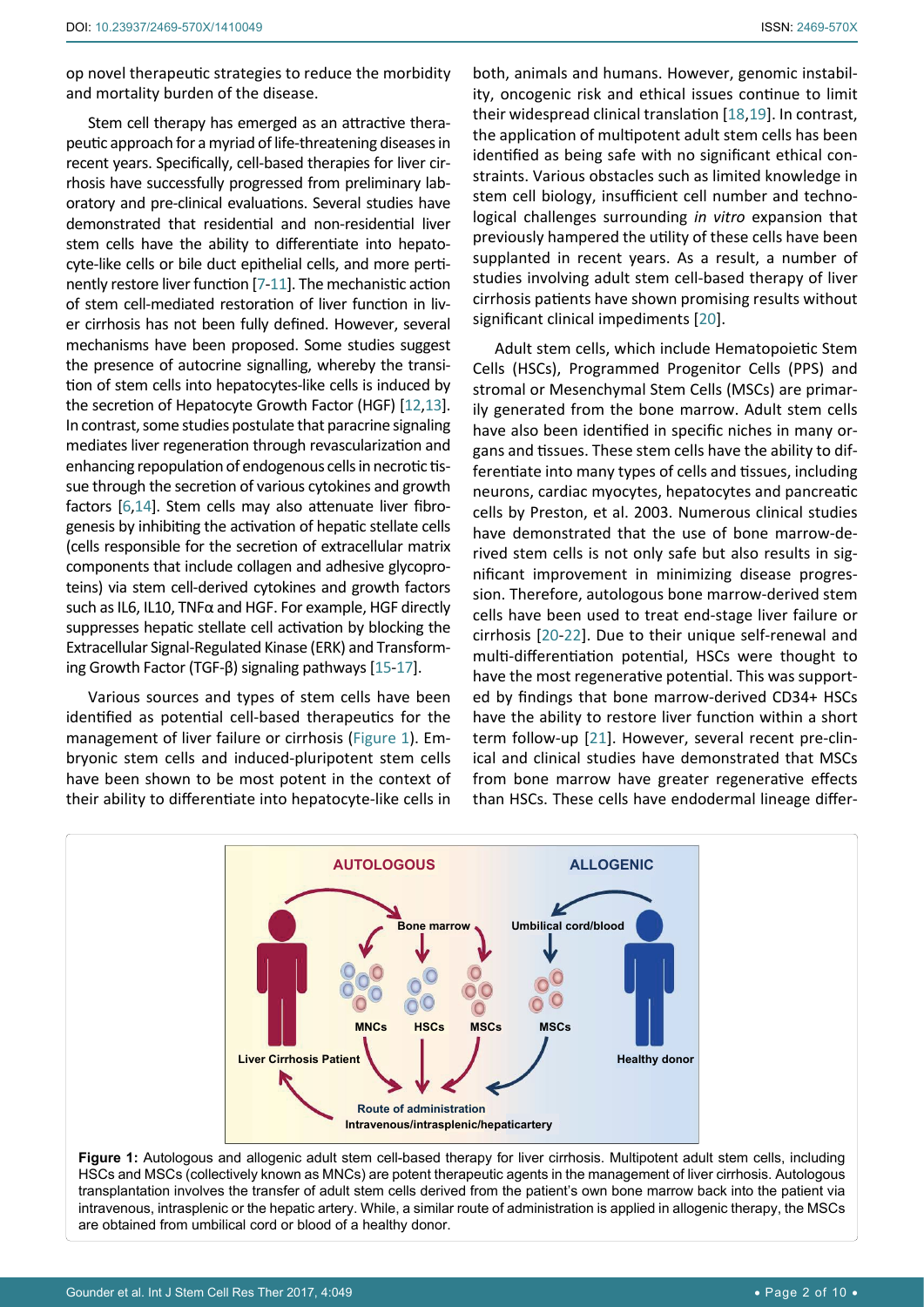op novel therapeutic strategies to reduce the morbidity and mortality burden of the disease.

Stem cell therapy has emerged as an attractive therapeutic approach for a myriad of life-threatening diseases in recent years. Specifically, cell-based therapies for liver cirrhosis have successfully progressed from preliminary laboratory and pre-clinical evaluations. Several studies have demonstrated that residential and non-residential liver stem cells have the ability to differentiate into hepatocyte-like cells or bile duct epithelial cells, and more pertinently restore liver function [7-11]. The mechanistic action of stem cell-mediated restoration of liver function in liver cirrhosis has not been fully defined. However, several mechanisms have been proposed. Some studies suggest the presence of autocrine signalling, whereby the transition of stem cells into hepatocytes-like cells is induced by the secretion of Hepatocyte Growth Factor (HGF) [12,13]. In contrast, some studies postulate that paracrine signaling mediates liver regeneration through revascularization and enhancing repopulation of endogenous cells in necrotic tissue through the secretion of various cytokines and growth factors [6,14]. Stem cells may also attenuate liver fibrogenesis by inhibiting the activation of hepatic stellate cells (cells responsible for the secretion of extracellular matrix components that include collagen and adhesive glycoproteins) via stem cell-derived cytokines and growth factors such as IL6, IL10, TNFα and HGF. For example, HGF directly suppresses hepatic stellate cell activation by blocking the Extracellular Signal-Regulated Kinase (ERK) and Transforming Growth Factor (TGF-β) signaling pathways [15-17].

Various sources and types of stem cells have been identified as potential cell-based therapeutics for the management of liver failure or cirrhosis (Figure 1). Embryonic stem cells and induced-pluripotent stem cells have been shown to be most potent in the context of their ability to differentiate into hepatocyte-like cells in both, animals and humans. However, genomic instability, oncogenic risk and ethical issues continue to limit their widespread clinical translation [18,19]. In contrast, the application of multipotent adult stem cells has been identified as being safe with no significant ethical constraints. Various obstacles such as limited knowledge in stem cell biology, insufficient cell number and technological challenges surrounding *in vitro* expansion that previously hampered the utility of these cells have been supplanted in recent years. As a result, a number of studies involving adult stem cell-based therapy of liver cirrhosis patients have shown promising results without significant clinical impediments [20].

Adult stem cells, which include Hematopoietic Stem Cells (HSCs), Programmed Progenitor Cells (PPS) and stromal or Mesenchymal Stem Cells (MSCs) are primarily generated from the bone marrow. Adult stem cells have also been identified in specific niches in many organs and tissues. These stem cells have the ability to differentiate into many types of cells and tissues, including neurons, cardiac myocytes, hepatocytes and pancreatic cells by Preston, et al. 2003. Numerous clinical studies have demonstrated that the use of bone marrow-derived stem cells is not only safe but also results in significant improvement in minimizing disease progression. Therefore, autologous bone marrow-derived stem cells have been used to treat end-stage liver failure or cirrhosis [20-22]. Due to their unique self-renewal and multi-differentiation potential, HSCs were thought to have the most regenerative potential. This was supported by findings that bone marrow-derived CD34+ HSCs have the ability to restore liver function within a short term follow-up [21]. However, several recent pre-clinical and clinical studies have demonstrated that MSCs from bone marrow have greater regenerative effects than HSCs. These cells have endodermal lineage differ-

**Figure 1:** Autologous and allogenic adult stem cell-based therapy for liver cirrhosis. Multipotent adult stem cells, including HSCs and MSCs (collectively known as MNCs) are potent therapeutic agents in the management of liver cirrhosis. Autologous transplantation involves the transfer of adult stem cells derived from the patient's own bone marrow back into the patient via intravenous, intrasplenic or the hepatic artery. While, a similar route of administration is applied in allogenic therapy, the MSCs are obtained from umbilical cord or blood of a healthy donor.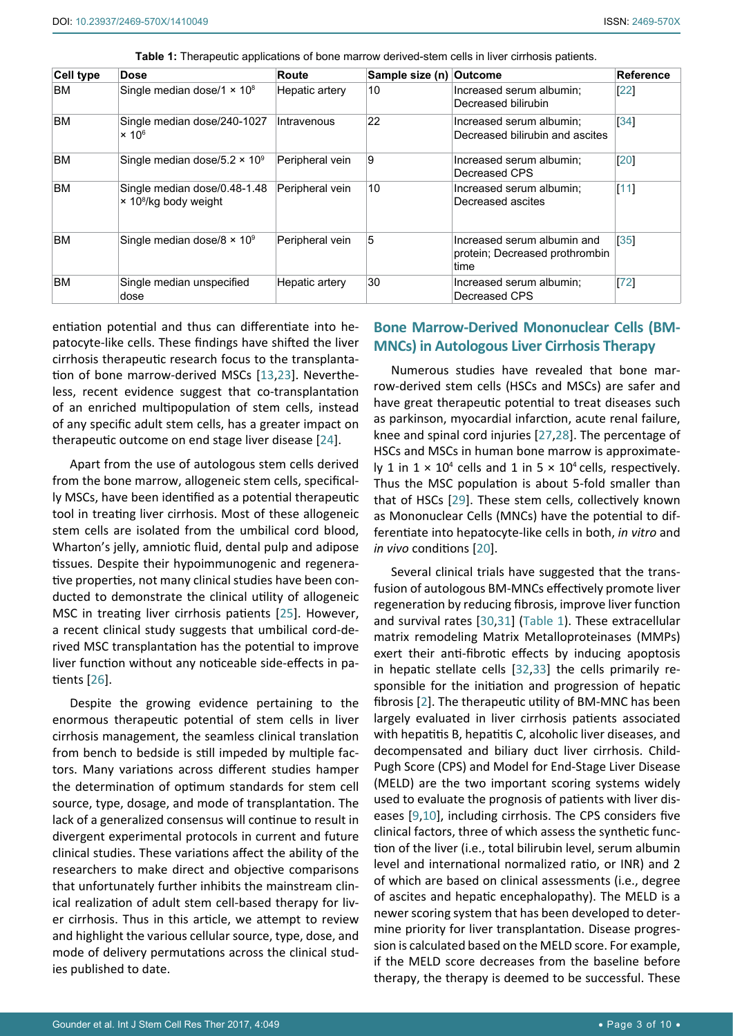**Table 1:** Therapeutic applications of bone marrow derived-stem cells in liver cirrhosis patients.

| Cell type | Dose | Route | Sample size (n) | Outcome | Reference |
|---|---|---|---|---|---|
| BM | Single median dose/1 × $10^8$ | Hepatic artery | 10 | Increased serum albumin; Decreased bilirubin | [22] |
| BM | Single median dose/240-1027 × $10^6$ | Intravenous | 22 | Increased serum albumin; Decreased bilirubin and ascites | [34] |
| BM | Single median dose/5.2 × $10^9$ | Peripheral vein | 9 | Increased serum albumin; Decreased CPS | [20] |
| BM | Single median dose/0.48-1.48 × $10^8$/kg body weight | Peripheral vein | 10 | Increased serum albumin; Decreased ascites | [11] |
| BM | Single median dose/8 × $10^9$ | Peripheral vein | 5 | Increased serum albumin and protein; Decreased prothrombin time | [35] |
| BM | Single median unspecified dose | Hepatic artery | 30 | Increased serum albumin; Decreased CPS | [72] |

entiation potential and thus can differentiate into hepatocyte-like cells. These findings have shifted the liver cirrhosis therapeutic research focus to the transplantation of bone marrow-derived MSCs [13,23]. Nevertheless, recent evidence suggest that co-transplantation of an enriched multipopulation of stem cells, instead of any specific adult stem cells, has a greater impact on therapeutic outcome on end stage liver disease [24].

Apart from the use of autologous stem cells derived from the bone marrow, allogeneic stem cells, specifically MSCs, have been identified as a potential therapeutic tool in treating liver cirrhosis. Most of these allogeneic stem cells are isolated from the umbilical cord blood, Wharton's jelly, amniotic fluid, dental pulp and adipose tissues. Despite their hypoimmunogenic and regenerative properties, not many clinical studies have been conducted to demonstrate the clinical utility of allogeneic MSC in treating liver cirrhosis patients [25]. However, a recent clinical study suggests that umbilical cord-derived MSC transplantation has the potential to improve liver function without any noticeable side-effects in patients [26].

Despite the growing evidence pertaining to the enormous therapeutic potential of stem cells in liver cirrhosis management, the seamless clinical translation from bench to bedside is still impeded by multiple factors. Many variations across different studies hamper the determination of optimum standards for stem cell source, type, dosage, and mode of transplantation. The lack of a generalized consensus will continue to result in divergent experimental protocols in current and future clinical studies. These variations affect the ability of the researchers to make direct and objective comparisons that unfortunately further inhibits the mainstream clinical realization of adult stem cell-based therapy for liver cirrhosis. Thus in this article, we attempt to review and highlight the various cellular source, type, dose, and mode of delivery permutations across the clinical studies published to date.

## Bone Marrow-Derived Mononuclear Cells (BM-MNCs) in Autologous Liver Cirrhosis Therapy

Numerous studies have revealed that bone marrow-derived stem cells (HSCs and MSCs) are safer and have great therapeutic potential to treat diseases such as parkinson, myocardial infarction, acute renal failure, knee and spinal cord injuries [27,28]. The percentage of HSCs and MSCs in human bone marrow is approximately 1 in 1 × $10^4$ cells and 1 in 5 × $10^4$ cells, respectively. Thus the MSC population is about 5-fold smaller than that of HSCs [29]. These stem cells, collectively known as Mononuclear Cells (MNCs) have the potential to differentiate into hepatocyte-like cells in both, *in vitro* and *in vivo* conditions [20].

Several clinical trials have suggested that the transfusion of autologous BM-MNCs effectively promote liver regeneration by reducing fibrosis, improve liver function and survival rates [30,31] (Table 1). These extracellular matrix remodeling Matrix Metalloproteinases (MMPs) exert their anti-fibrotic effects by inducing apoptosis in hepatic stellate cells [32,33] the cells primarily responsible for the initiation and progression of hepatic fibrosis [2]. The therapeutic utility of BM-MNC has been largely evaluated in liver cirrhosis patients associated with hepatitis B, hepatitis C, alcoholic liver diseases, and decompensated and biliary duct liver cirrhosis. Child-Pugh Score (CPS) and Model for End-Stage Liver Disease (MELD) are the two important scoring systems widely used to evaluate the prognosis of patients with liver diseases [9,10], including cirrhosis. The CPS considers five clinical factors, three of which assess the synthetic function of the liver (i.e., total bilirubin level, serum albumin level and international normalized ratio, or INR) and 2 of which are based on clinical assessments (i.e., degree of ascites and hepatic encephalopathy). The MELD is a newer scoring system that has been developed to determine priority for liver transplantation. Disease progression is calculated based on the MELD score. For example, if the MELD score decreases from the baseline before therapy, the therapy is deemed to be successful. These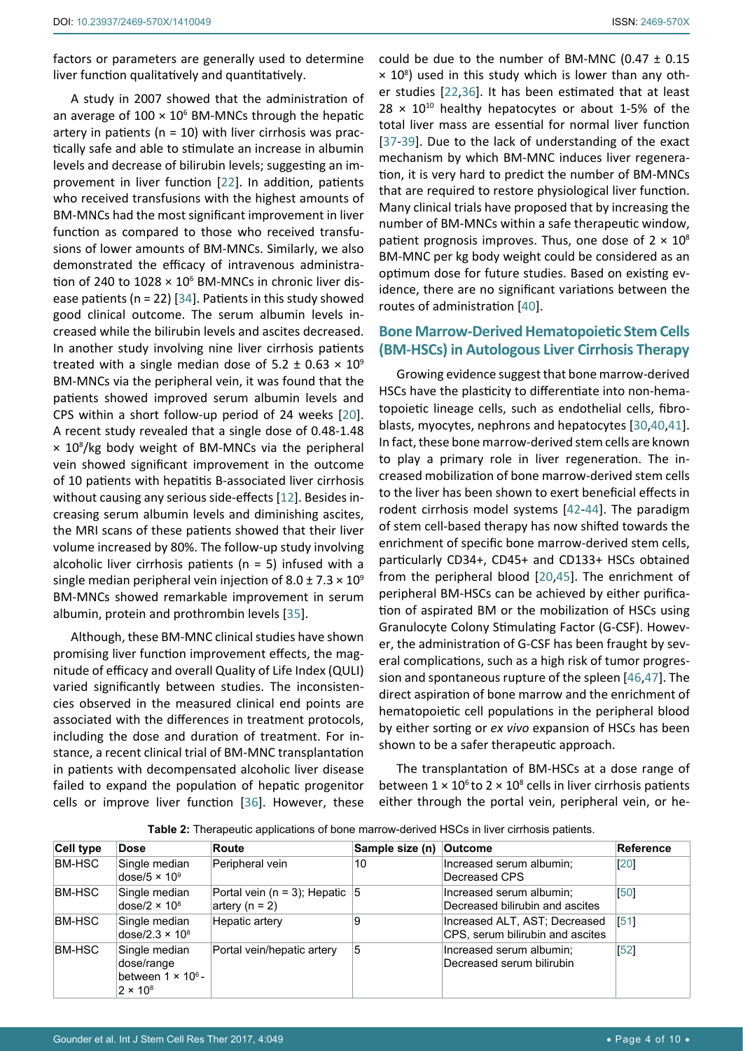factors or parameters are generally used to determine liver function qualitatively and quantitatively.

A study in 2007 showed that the administration of an average of $100 \times 10^6$ BM-MNCs through the hepatic artery in patients (n = 10) with liver cirrhosis was practically safe and able to stimulate an increase in albumin levels and decrease of bilirubin levels; suggesting an improvement in liver function [22]. In addition, patients who received transfusions with the highest amounts of BM-MNCs had the most significant improvement in liver function as compared to those who received transfusions of lower amounts of BM-MNCs. Similarly, we also demonstrated the efficacy of intravenous administration of 240 to $1028 \times 10^6$ BM-MNCs in chronic liver disease patients (n = 22) [34]. Patients in this study showed good clinical outcome. The serum albumin levels increased while the bilirubin levels and ascites decreased. In another study involving nine liver cirrhosis patients treated with a single median dose of $5.2 \pm 0.63 \times 10^9$ BM-MNCs via the peripheral vein, it was found that the patients showed improved serum albumin levels and CPS within a short follow-up period of 24 weeks [20]. A recent study revealed that a single dose of 0.48-1.48 $\times 10^8$/kg body weight of BM-MNCs via the peripheral vein showed significant improvement in the outcome of 10 patients with hepatitis B-associated liver cirrhosis without causing any serious side-effects [12]. Besides increasing serum albumin levels and diminishing ascites, the MRI scans of these patients showed that their liver volume increased by 80%. The follow-up study involving alcoholic liver cirrhosis patients (n = 5) infused with a single median peripheral vein injection of $8.0 \pm 7.3 \times 10^9$ BM-MNCs showed remarkable improvement in serum albumin, protein and prothrombin levels [35].

Although, these BM-MNC clinical studies have shown promising liver function improvement effects, the magnitude of efficacy and overall Quality of Life Index (QULI) varied significantly between studies. The inconsistencies observed in the measured clinical end points are associated with the differences in treatment protocols, including the dose and duration of treatment. For instance, a recent clinical trial of BM-MNC transplantation in patients with decompensated alcoholic liver disease failed to expand the population of hepatic progenitor cells or improve liver function [36]. However, these could be due to the number of BM-MNC ($0.47 \pm 0.15 \times 10^8$) used in this study which is lower than any other studies [22,36]. It has been estimated that at least $28 \times 10^{10}$ healthy hepatocytes or about 1-5% of the total liver mass are essential for normal liver function [37-39]. Due to the lack of understanding of the exact mechanism by which BM-MNC induces liver regeneration, it is very hard to predict the number of BM-MNCs that are required to restore physiological liver function. Many clinical trials have proposed that by increasing the number of BM-MNCs within a safe therapeutic window, patient prognosis improves. Thus, one dose of $2 \times 10^8$ BM-MNC per kg body weight could be considered as an optimum dose for future studies. Based on existing evidence, there are no significant variations between the routes of administration [40].

## Bone Marrow-Derived Hematopoietic Stem Cells (BM-HSCs) in Autologous Liver Cirrhosis Therapy

Growing evidence suggest that bone marrow-derived HSCs have the plasticity to differentiate into non-hematopoietic lineage cells, such as endothelial cells, fibroblasts, myocytes, nephrons and hepatocytes [30,40,41]. In fact, these bone marrow-derived stem cells are known to play a primary role in liver regeneration. The increased mobilization of bone marrow-derived stem cells to the liver has been shown to exert beneficial effects in rodent cirrhosis model systems [42-44]. The paradigm of stem cell-based therapy has now shifted towards the enrichment of specific bone marrow-derived stem cells, particularly CD34+, CD45+ and CD133+ HSCs obtained from the peripheral blood [20,45]. The enrichment of peripheral BM-HSCs can be achieved by either purification of aspirated BM or the mobilization of HSCs using Granulocyte Colony Stimulating Factor (G-CSF). However, the administration of G-CSF has been fraught by several complications, such as a high risk of tumor progression and spontaneous rupture of the spleen [46,47]. The direct aspiration of bone marrow and the enrichment of hematopoietic cell populations in the peripheral blood by either sorting or *ex vivo* expansion of HSCs has been shown to be a safer therapeutic approach.

The transplantation of BM-HSCs at a dose range of between $1 \times 10^6$ to $2 \times 10^8$ cells in liver cirrhosis patients either through the portal vein, peripheral vein, or he-

**Table 2:** Therapeutic applications of bone marrow-derived HSCs in liver cirrhosis patients.

| Cell type | Dose | Route | Sample size (n) | Outcome | Reference |
|---|---|---|---|---|---|
| BM-HSC | Single median dose/$5 \times 10^9$ | Peripheral vein | 10 | Increased serum albumin; Decreased CPS | [20] |
| BM-HSC | Single median dose/$2 \times 10^8$ | Portal vein (n = 3); Hepatic artery (n = 2) | 5 | Increased serum albumin; Decreased bilirubin and ascites | [50] |
| BM-HSC | Single median dose/$2.3 \times 10^8$ | Hepatic artery | 9 | Increased ALT, AST; Decreased CPS, serum bilirubin and ascites | [51] |
| BM-HSC | Single median dose/range between $1 \times 10^6$ - $2 \times 10^8$ | Portal vein/hepatic artery | 5 | Increased serum albumin; Decreased serum bilirubin | [52] |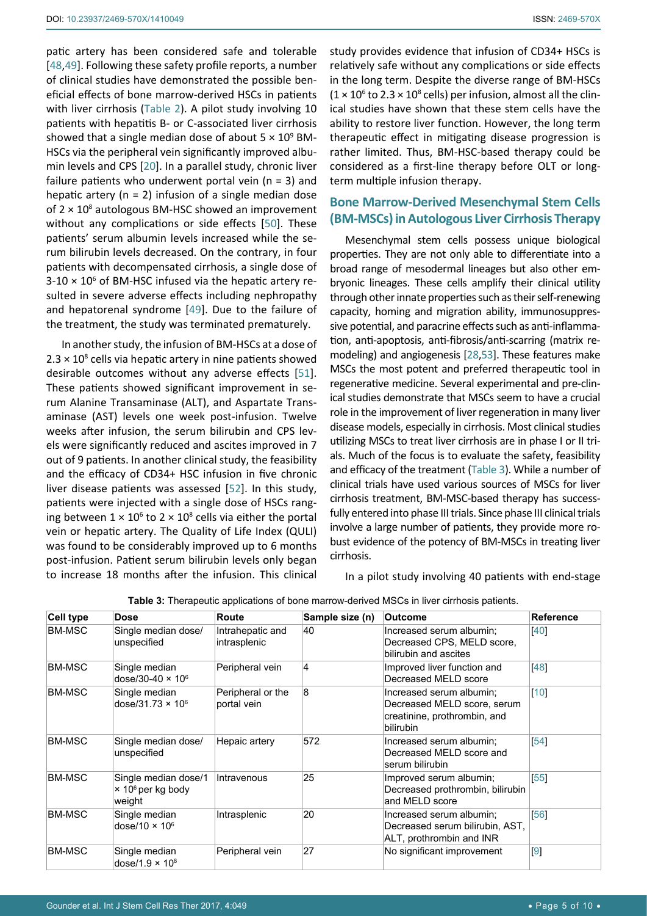patic artery has been considered safe and tolerable [48,49]. Following these safety profile reports, a number of clinical studies have demonstrated the possible beneficial effects of bone marrow-derived HSCs in patients with liver cirrhosis (Table 2). A pilot study involving 10 patients with hepatitis B- or C-associated liver cirrhosis showed that a single median dose of about $5 \times 10^9$ BM-HSCs via the peripheral vein significantly improved albumin levels and CPS [20]. In a parallel study, chronic liver failure patients who underwent portal vein (n = 3) and hepatic artery (n = 2) infusion of a single median dose of $2 \times 10^8$ autologous BM-HSC showed an improvement without any complications or side effects [50]. These patients' serum albumin levels increased while the serum bilirubin levels decreased. On the contrary, in four patients with decompensated cirrhosis, a single dose of $3\text{-}10 \times 10^6$ of BM-HSC infused via the hepatic artery resulted in severe adverse effects including nephropathy and hepatorenal syndrome [49]. Due to the failure of the treatment, the study was terminated prematurely.

In another study, the infusion of BM-HSCs at a dose of $2.3 \times 10^8$ cells via hepatic artery in nine patients showed desirable outcomes without any adverse effects [51]. These patients showed significant improvement in serum Alanine Transaminase (ALT), and Aspartate Transaminase (AST) levels one week post-infusion. Twelve weeks after infusion, the serum bilirubin and CPS levels were significantly reduced and ascites improved in 7 out of 9 patients. In another clinical study, the feasibility and the efficacy of CD34+ HSC infusion in five chronic liver disease patients was assessed [52]. In this study, patients were injected with a single dose of HSCs ranging between $1 \times 10^6$ to $2 \times 10^8$ cells via either the portal vein or hepatic artery. The Quality of Life Index (QULI) was found to be considerably improved up to 6 months post-infusion. Patient serum bilirubin levels only began to increase 18 months after the infusion. This clinical study provides evidence that infusion of CD34+ HSCs is relatively safe without any complications or side effects in the long term. Despite the diverse range of BM-HSCs ($1 \times 10^6$ to $2.3 \times 10^8$ cells) per infusion, almost all the clinical studies have shown that these stem cells have the ability to restore liver function. However, the long term therapeutic effect in mitigating disease progression is rather limited. Thus, BM-HSC-based therapy could be considered as a first-line therapy before OLT or long-term multiple infusion therapy.

## Bone Marrow-Derived Mesenchymal Stem Cells (BM-MSCs) in Autologous Liver Cirrhosis Therapy

Mesenchymal stem cells possess unique biological properties. They are not only able to differentiate into a broad range of mesodermal lineages but also other embryonic lineages. These cells amplify their clinical utility through other innate properties such as their self-renewing capacity, homing and migration ability, immunosuppressive potential, and paracrine effects such as anti-inflammation, anti-apoptosis, anti-fibrosis/anti-scarring (matrix remodeling) and angiogenesis [28,53]. These features make MSCs the most potent and preferred therapeutic tool in regenerative medicine. Several experimental and pre-clinical studies demonstrate that MSCs seem to have a crucial role in the improvement of liver regeneration in many liver disease models, especially in cirrhosis. Most clinical studies utilizing MSCs to treat liver cirrhosis are in phase I or II trials. Much of the focus is to evaluate the safety, feasibility and efficacy of the treatment (Table 3). While a number of clinical trials have used various sources of MSCs for liver cirrhosis treatment, BM-MSC-based therapy has successfully entered into phase III trials. Since phase III clinical trials involve a large number of patients, they provide more robust evidence of the potency of BM-MSCs in treating liver cirrhosis.

In a pilot study involving 40 patients with end-stage

**Table 3:** Therapeutic applications of bone marrow-derived MSCs in liver cirrhosis patients.

| Cell type | Dose | Route | Sample size (n) | Outcome | Reference |
|---|---|---|---|---|---|
| BM-MSC | Single median dose/ unspecified | Intrahepatic and intrasplenic | 40 | Increased serum albumin; Decreased CPS, MELD score, bilirubin and ascites | [40] |
| BM-MSC | Single median dose/30-40 × $10^6$ | Peripheral vein | 4 | Improved liver function and Decreased MELD score | [48] |
| BM-MSC | Single median dose/31.73 × $10^6$ | Peripheral or the portal vein | 8 | Increased serum albumin; Decreased MELD score, serum creatinine, prothrombin, and bilirubin | [10] |
| BM-MSC | Single median dose/ unspecified | Hepaic artery | 572 | Increased serum albumin; Decreased MELD score and serum bilirubin | [54] |
| BM-MSC | Single median dose/1 × $10^6$ per kg body weight | Intravenous | 25 | Improved serum albumin; Decreased prothrombin, bilirubin and MELD score | [55] |
| BM-MSC | Single median dose/10 × $10^6$ | Intrasplenic | 20 | Increased serum albumin; Decreased serum bilirubin, AST, ALT, prothrombin and INR | [56] |
| BM-MSC | Single median dose/1.9 × $10^8$ | Peripheral vein | 27 | No significant improvement | [9] |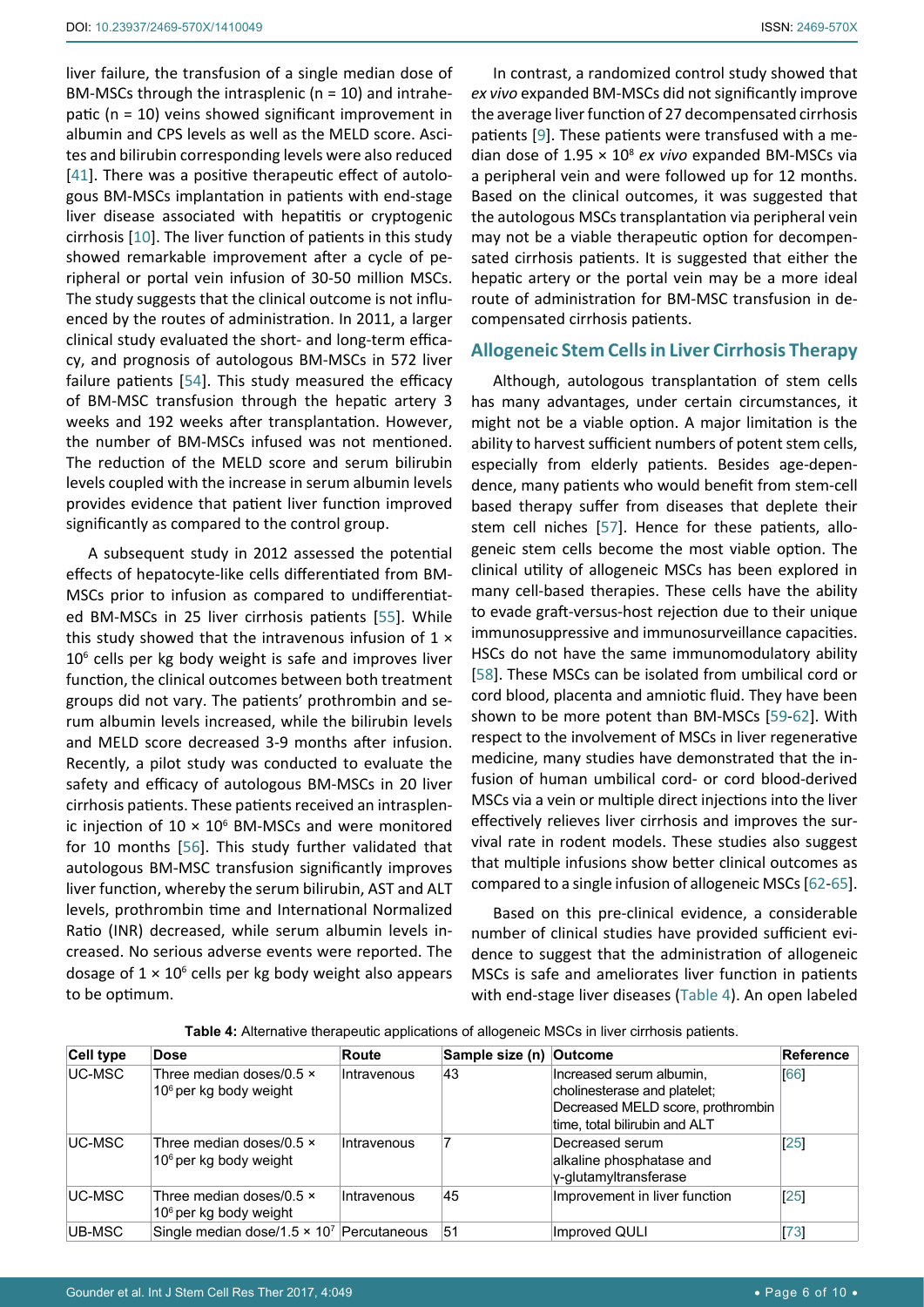liver failure, the transfusion of a single median dose of BM-MSCs through the intrasplenic (n = 10) and intrahepatic (n = 10) veins showed significant improvement in albumin and CPS levels as well as the MELD score. Ascites and bilirubin corresponding levels were also reduced [41]. There was a positive therapeutic effect of autologous BM-MSCs implantation in patients with end-stage liver disease associated with hepatitis or cryptogenic cirrhosis [10]. The liver function of patients in this study showed remarkable improvement after a cycle of peripheral or portal vein infusion of 30-50 million MSCs. The study suggests that the clinical outcome is not influenced by the routes of administration. In 2011, a larger clinical study evaluated the short- and long-term efficacy, and prognosis of autologous BM-MSCs in 572 liver failure patients [54]. This study measured the efficacy of BM-MSC transfusion through the hepatic artery 3 weeks and 192 weeks after transplantation. However, the number of BM-MSCs infused was not mentioned. The reduction of the MELD score and serum bilirubin levels coupled with the increase in serum albumin levels provides evidence that patient liver function improved significantly as compared to the control group.

A subsequent study in 2012 assessed the potential effects of hepatocyte-like cells differentiated from BM-MSCs prior to infusion as compared to undifferentiated BM-MSCs in 25 liver cirrhosis patients [55]. While this study showed that the intravenous infusion of $1 \times 10^6$ cells per kg body weight is safe and improves liver function, the clinical outcomes between both treatment groups did not vary. The patients' prothrombin and serum albumin levels increased, while the bilirubin levels and MELD score decreased 3-9 months after infusion. Recently, a pilot study was conducted to evaluate the safety and efficacy of autologous BM-MSCs in 20 liver cirrhosis patients. These patients received an intrasplenic injection of $10 \times 10^6$ BM-MSCs and were monitored for 10 months [56]. This study further validated that autologous BM-MSC transfusion significantly improves liver function, whereby the serum bilirubin, AST and ALT levels, prothrombin time and International Normalized Ratio (INR) decreased, while serum albumin levels increased. No serious adverse events were reported. The dosage of $1 \times 10^6$ cells per kg body weight also appears to be optimum.

In contrast, a randomized control study showed that *ex vivo* expanded BM-MSCs did not significantly improve the average liver function of 27 decompensated cirrhosis patients [9]. These patients were transfused with a median dose of $1.95 \times 10^8$ *ex vivo* expanded BM-MSCs via a peripheral vein and were followed up for 12 months. Based on the clinical outcomes, it was suggested that the autologous MSCs transplantation via peripheral vein may not be a viable therapeutic option for decompensated cirrhosis patients. It is suggested that either the hepatic artery or the portal vein may be a more ideal route of administration for BM-MSC transfusion in decompensated cirrhosis patients.

## Allogeneic Stem Cells in Liver Cirrhosis Therapy

Although, autologous transplantation of stem cells has many advantages, under certain circumstances, it might not be a viable option. A major limitation is the ability to harvest sufficient numbers of potent stem cells, especially from elderly patients. Besides age-dependence, many patients who would benefit from stem-cell based therapy suffer from diseases that deplete their stem cell niches [57]. Hence for these patients, allogeneic stem cells become the most viable option. The clinical utility of allogeneic MSCs has been explored in many cell-based therapies. These cells have the ability to evade graft-versus-host rejection due to their unique immunosuppressive and immunosurveillance capacities. HSCs do not have the same immunomodulatory ability [58]. These MSCs can be isolated from umbilical cord or cord blood, placenta and amniotic fluid. They have been shown to be more potent than BM-MSCs [59-62]. With respect to the involvement of MSCs in liver regenerative medicine, many studies have demonstrated that the infusion of human umbilical cord- or cord blood-derived MSCs via a vein or multiple direct injections into the liver effectively relieves liver cirrhosis and improves the survival rate in rodent models. These studies also suggest that multiple infusions show better clinical outcomes as compared to a single infusion of allogeneic MSCs [62-65].

Based on this pre-clinical evidence, a considerable number of clinical studies have provided sufficient evidence to suggest that the administration of allogeneic MSCs is safe and ameliorates liver function in patients with end-stage liver diseases (Table 4). An open labeled

**Table 4:** Alternative therapeutic applications of allogeneic MSCs in liver cirrhosis patients.

| Cell type | Dose | Route | Sample size (n) | Outcome | Reference |
|---|---|---|---|---|---|
| UC-MSC | Three median doses/$0.5 \times 10^6$ per kg body weight | Intravenous | 43 | Increased serum albumin, cholinesterase and platelet; Decreased MELD score, prothrombin time, total bilirubin and ALT | [66] |
| UC-MSC | Three median doses/$0.5 \times 10^6$ per kg body weight | Intravenous | 7 | Decreased serum alkaline phosphatase and γ-glutamyltransferase | [25] |
| UC-MSC | Three median doses/$0.5 \times 10^6$ per kg body weight | Intravenous | 45 | Improvement in liver function | [25] |
| UB-MSC | Single median dose/$1.5 \times 10^7$ | Percutaneous | 51 | Improved QULI | [73] |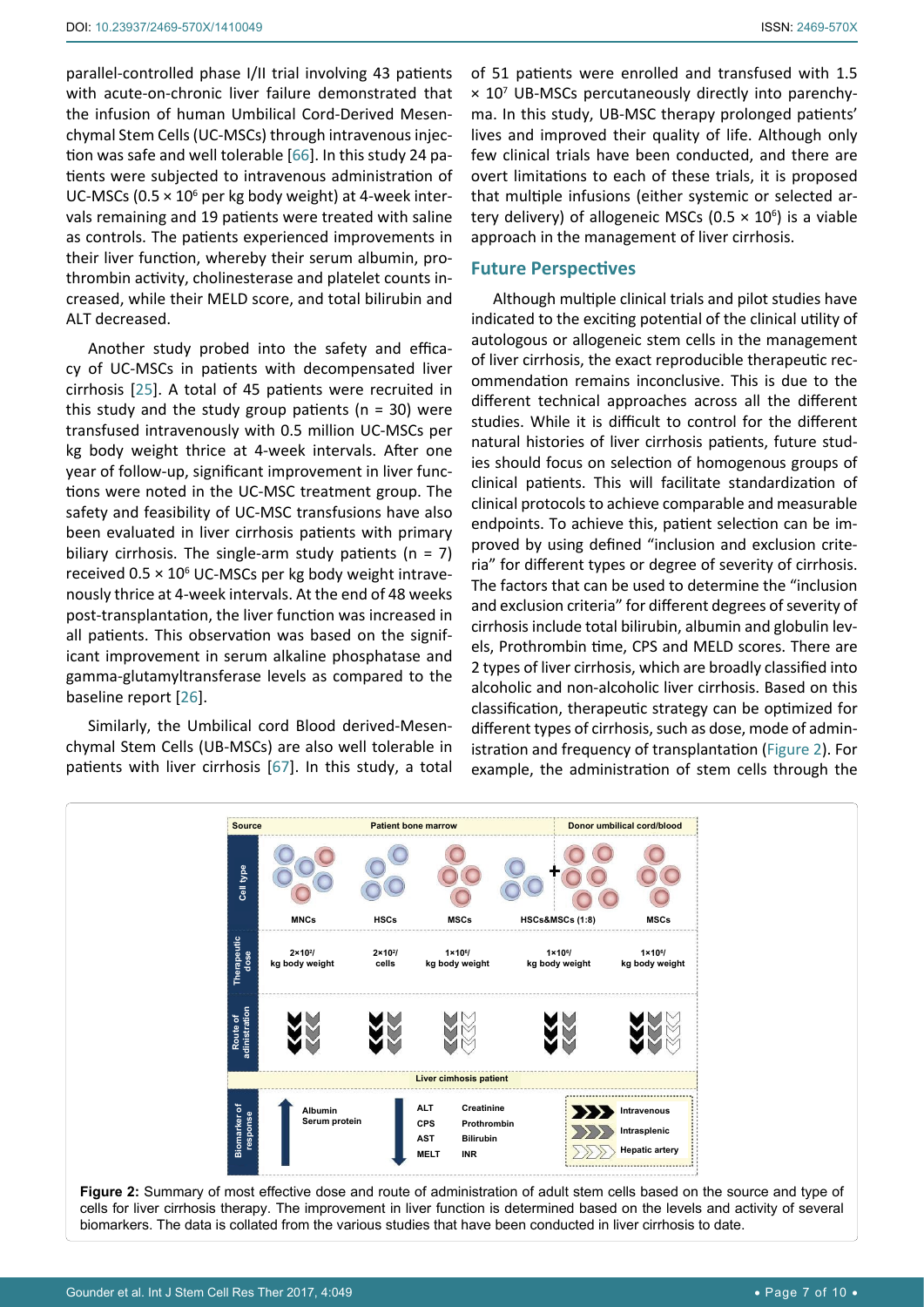parallel-controlled phase I/II trial involving 43 patients with acute-on-chronic liver failure demonstrated that the infusion of human Umbilical Cord-Derived Mesenchymal Stem Cells (UC-MSCs) through intravenous injection was safe and well tolerable [66]. In this study 24 patients were subjected to intravenous administration of UC-MSCs ($0.5 \times 10^6$ per kg body weight) at 4-week intervals remaining and 19 patients were treated with saline as controls. The patients experienced improvements in their liver function, whereby their serum albumin, prothrombin activity, cholinesterase and platelet counts increased, while their MELD score, and total bilirubin and ALT decreased.

Another study probed into the safety and efficacy of UC-MSCs in patients with decompensated liver cirrhosis [25]. A total of 45 patients were recruited in this study and the study group patients (n = 30) were transfused intravenously with 0.5 million UC-MSCs per kg body weight thrice at 4-week intervals. After one year of follow-up, significant improvement in liver functions were noted in the UC-MSC treatment group. The safety and feasibility of UC-MSC transfusions have also been evaluated in liver cirrhosis patients with primary biliary cirrhosis. The single-arm study patients (n = 7) received $0.5 \times 10^6$ UC-MSCs per kg body weight intravenously thrice at 4-week intervals. At the end of 48 weeks post-transplantation, the liver function was increased in all patients. This observation was based on the significant improvement in serum alkaline phosphatase and gamma-glutamyltransferase levels as compared to the baseline report [26].

Similarly, the Umbilical cord Blood derived-Mesenchymal Stem Cells (UB-MSCs) are also well tolerable in patients with liver cirrhosis [67]. In this study, a total of 51 patients were enrolled and transfused with $1.5 \times 10^7$ UB-MSCs percutaneously directly into parenchyma. In this study, UB-MSC therapy prolonged patients' lives and improved their quality of life. Although only few clinical trials have been conducted, and there are overt limitations to each of these trials, it is proposed that multiple infusions (either systemic or selected artery delivery) of allogeneic MSCs ($0.5 \times 10^6$) is a viable approach in the management of liver cirrhosis.

## Future Perspectives

Although multiple clinical trials and pilot studies have indicated to the exciting potential of the clinical utility of autologous or allogeneic stem cells in the management of liver cirrhosis, the exact reproducible therapeutic recommendation remains inconclusive. This is due to the different technical approaches across all the different studies. While it is difficult to control for the different natural histories of liver cirrhosis patients, future studies should focus on selection of homogenous groups of clinical patients. This will facilitate standardization of clinical protocols to achieve comparable and measurable endpoints. To achieve this, patient selection can be improved by using defined "inclusion and exclusion criteria" for different types or degree of severity of cirrhosis. The factors that can be used to determine the "inclusion and exclusion criteria" for different degrees of severity of cirrhosis include total bilirubin, albumin and globulin levels, Prothrombin time, CPS and MELD scores. There are 2 types of liver cirrhosis, which are broadly classified into alcoholic and non-alcoholic liver cirrhosis. Based on this classification, therapeutic strategy can be optimized for different types of cirrhosis, such as dose, mode of administration and frequency of transplantation (Figure 2). For example, the administration of stem cells through the

| Source | Patient bone marrow | | | | Donor umbilical cord/blood |
|---|---|---|---|---|---|
| Cell type | MNCs | HSCs | MSCs | HSCs&MSCs (1:8) | MSCs |
| Therapeutic dose | $2\times10^7$/ kg body weight | $2\times10^7$/ cells | $1\times10^6$/ kg body weight | $1\times10^6$/ kg body weight | $1\times10^6$/ kg body weight |

Liver cirrhosis patient

Biomarker of response: ↑ Albumin, Serum protein; ↓ ALT, CPS, AST, MELT, Creatinine, Prothrombin, Bilirubin, INR

Route of administration: Intravenous; Intrasplenic; Hepatic artery

**Figure 2:** Summary of most effective dose and route of administration of adult stem cells based on the source and type of cells for liver cirrhosis therapy. The improvement in liver function is determined based on the levels and activity of several biomarkers. The data is collated from the various studies that have been conducted in liver cirrhosis to date.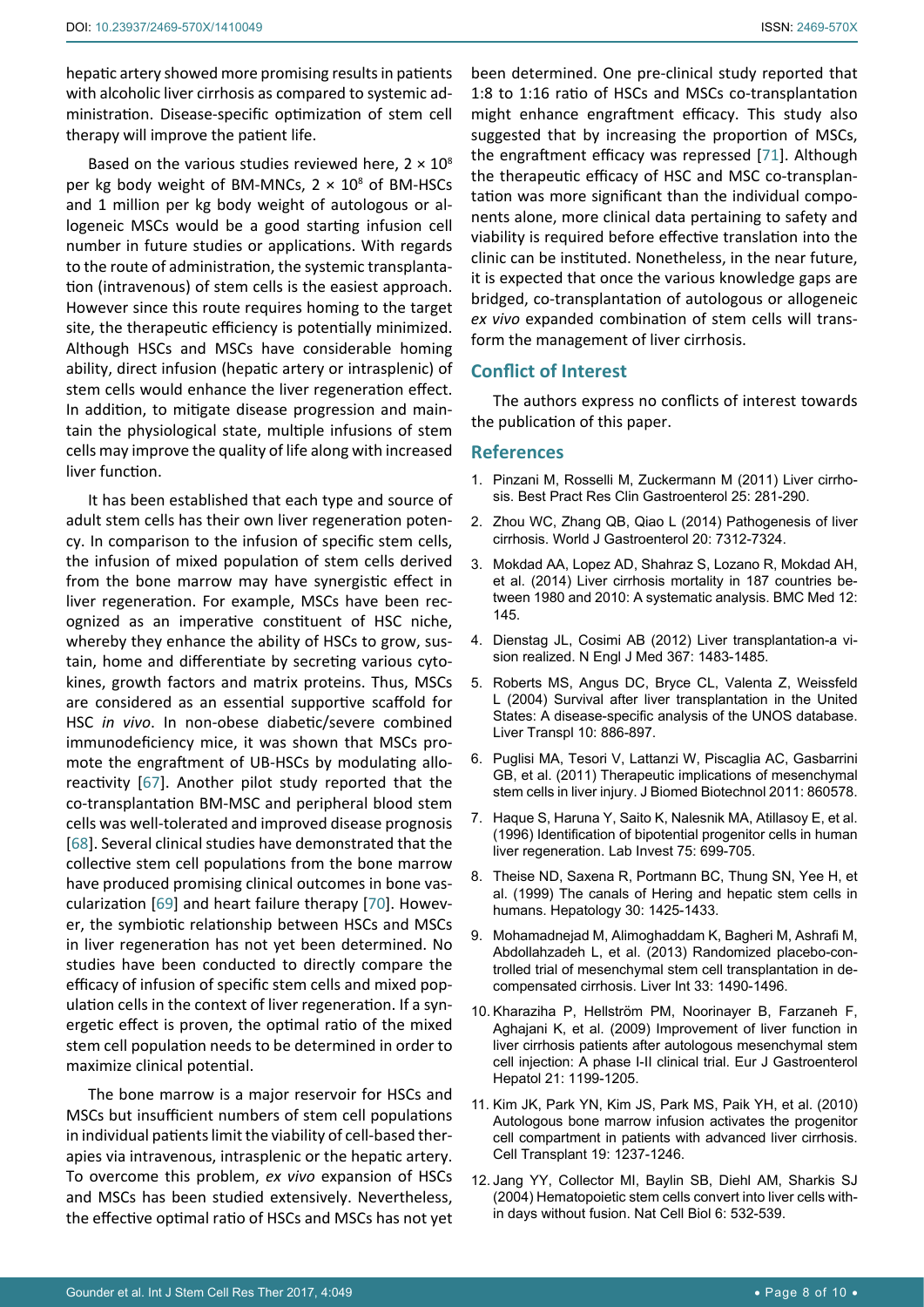hepatic artery showed more promising results in patients with alcoholic liver cirrhosis as compared to systemic administration. Disease-specific optimization of stem cell therapy will improve the patient life.

Based on the various studies reviewed here, $2 \times 10^8$ per kg body weight of BM-MNCs, $2 \times 10^8$ of BM-HSCs and 1 million per kg body weight of autologous or allogeneic MSCs would be a good starting infusion cell number in future studies or applications. With regards to the route of administration, the systemic transplantation (intravenous) of stem cells is the easiest approach. However since this route requires homing to the target site, the therapeutic efficiency is potentially minimized. Although HSCs and MSCs have considerable homing ability, direct infusion (hepatic artery or intrasplenic) of stem cells would enhance the liver regeneration effect. In addition, to mitigate disease progression and maintain the physiological state, multiple infusions of stem cells may improve the quality of life along with increased liver function.

It has been established that each type and source of adult stem cells has their own liver regeneration potency. In comparison to the infusion of specific stem cells, the infusion of mixed population of stem cells derived from the bone marrow may have synergistic effect in liver regeneration. For example, MSCs have been recognized as an imperative constituent of HSC niche, whereby they enhance the ability of HSCs to grow, sustain, home and differentiate by secreting various cytokines, growth factors and matrix proteins. Thus, MSCs are considered as an essential supportive scaffold for HSC *in vivo*. In non-obese diabetic/severe combined immunodeficiency mice, it was shown that MSCs promote the engraftment of UB-HSCs by modulating alloreactivity [67]. Another pilot study reported that the co-transplantation BM-MSC and peripheral blood stem cells was well-tolerated and improved disease prognosis [68]. Several clinical studies have demonstrated that the collective stem cell populations from the bone marrow have produced promising clinical outcomes in bone vascularization [69] and heart failure therapy [70]. However, the symbiotic relationship between HSCs and MSCs in liver regeneration has not yet been determined. No studies have been conducted to directly compare the efficacy of infusion of specific stem cells and mixed population cells in the context of liver regeneration. If a synergetic effect is proven, the optimal ratio of the mixed stem cell population needs to be determined in order to maximize clinical potential.

The bone marrow is a major reservoir for HSCs and MSCs but insufficient numbers of stem cell populations in individual patients limit the viability of cell-based therapies via intravenous, intrasplenic or the hepatic artery. To overcome this problem, *ex vivo* expansion of HSCs and MSCs has been studied extensively. Nevertheless, the effective optimal ratio of HSCs and MSCs has not yet been determined. One pre-clinical study reported that 1:8 to 1:16 ratio of HSCs and MSCs co-transplantation might enhance engraftment efficacy. This study also suggested that by increasing the proportion of MSCs, the engraftment efficacy was repressed [71]. Although the therapeutic efficacy of HSC and MSC co-transplantation was more significant than the individual components alone, more clinical data pertaining to safety and viability is required before effective translation into the clinic can be instituted. Nonetheless, in the near future, it is expected that once the various knowledge gaps are bridged, co-transplantation of autologous or allogeneic *ex vivo* expanded combination of stem cells will transform the management of liver cirrhosis.

## Conflict of Interest

The authors express no conflicts of interest towards the publication of this paper.

## References

1. Pinzani M, Rosselli M, Zuckermann M (2011) Liver cirrhosis. Best Pract Res Clin Gastroenterol 25: 281-290.
2. Zhou WC, Zhang QB, Qiao L (2014) Pathogenesis of liver cirrhosis. World J Gastroenterol 20: 7312-7324.
3. Mokdad AA, Lopez AD, Shahraz S, Lozano R, Mokdad AH, et al. (2014) Liver cirrhosis mortality in 187 countries between 1980 and 2010: A systematic analysis. BMC Med 12: 145.
4. Dienstag JL, Cosimi AB (2012) Liver transplantation-a vision realized. N Engl J Med 367: 1483-1485.
5. Roberts MS, Angus DC, Bryce CL, Valenta Z, Weissfeld L (2004) Survival after liver transplantation in the United States: A disease-specific analysis of the UNOS database. Liver Transpl 10: 886-897.
6. Puglisi MA, Tesori V, Lattanzi W, Piscaglia AC, Gasbarrini GB, et al. (2011) Therapeutic implications of mesenchymal stem cells in liver injury. J Biomed Biotechnol 2011: 860578.
7. Haque S, Haruna Y, Saito K, Nalesnik MA, Atillasoy E, et al. (1996) Identification of bipotential progenitor cells in human liver regeneration. Lab Invest 75: 699-705.
8. Theise ND, Saxena R, Portmann BC, Thung SN, Yee H, et al. (1999) The canals of Hering and hepatic stem cells in humans. Hepatology 30: 1425-1433.
9. Mohamadnejad M, Alimoghaddam K, Bagheri M, Ashrafi M, Abdollahzadeh L, et al. (2013) Randomized placebo-controlled trial of mesenchymal stem cell transplantation in decompensated cirrhosis. Liver Int 33: 1490-1496.
10. Kharaziha P, Hellström PM, Noorinayer B, Farzaneh F, Aghajani K, et al. (2009) Improvement of liver function in liver cirrhosis patients after autologous mesenchymal stem cell injection: A phase I-II clinical trial. Eur J Gastroenterol Hepatol 21: 1199-1205.
11. Kim JK, Park YN, Kim JS, Park MS, Paik YH, et al. (2010) Autologous bone marrow infusion activates the progenitor cell compartment in patients with advanced liver cirrhosis. Cell Transplant 19: 1237-1246.
12. Jang YY, Collector MI, Baylin SB, Diehl AM, Sharkis SJ (2004) Hematopoietic stem cells convert into liver cells within days without fusion. Nat Cell Biol 6: 532-539.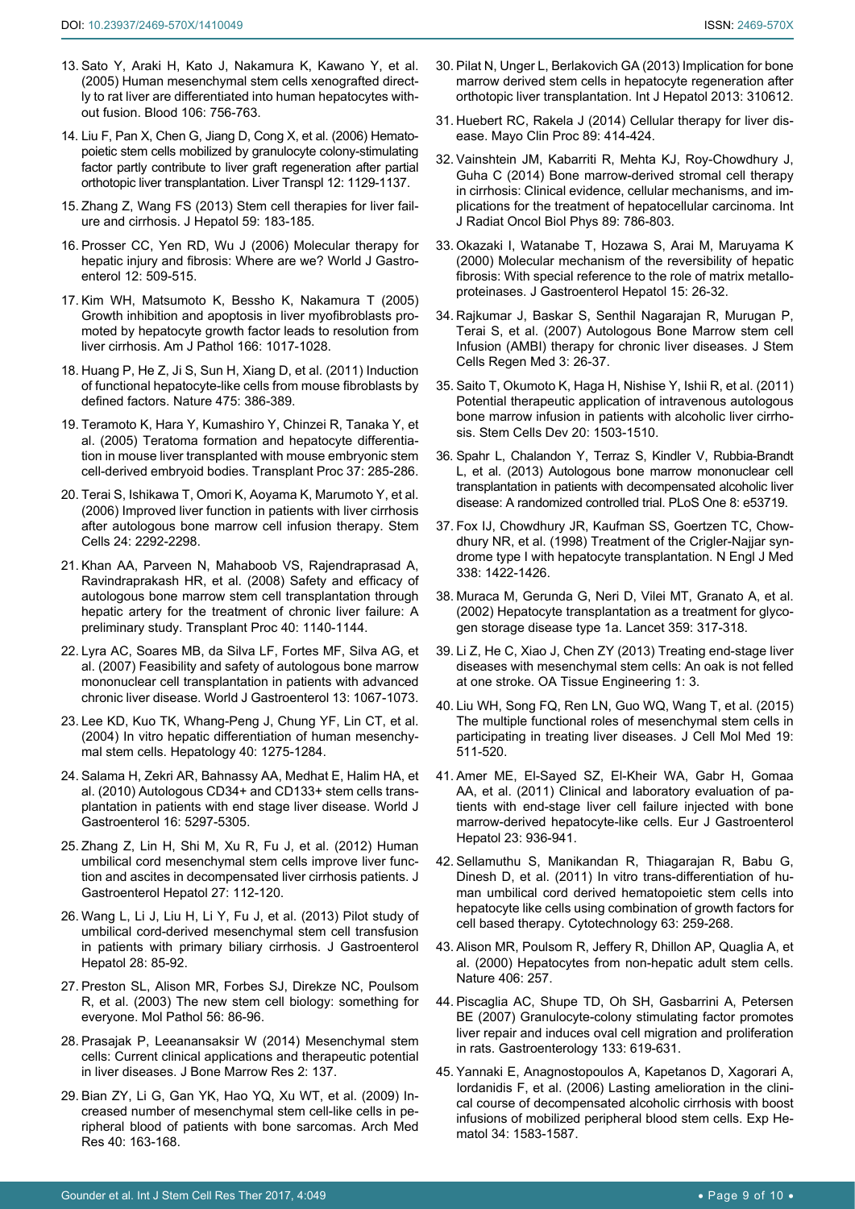13. Sato Y, Araki H, Kato J, Nakamura K, Kawano Y, et al. (2005) Human mesenchymal stem cells xenografted directly to rat liver are differentiated into human hepatocytes without fusion. Blood 106: 756-763.

14. Liu F, Pan X, Chen G, Jiang D, Cong X, et al. (2006) Hematopoietic stem cells mobilized by granulocyte colony-stimulating factor partly contribute to liver graft regeneration after partial orthotopic liver transplantation. Liver Transpl 12: 1129-1137.

15. Zhang Z, Wang FS (2013) Stem cell therapies for liver failure and cirrhosis. J Hepatol 59: 183-185.

16. Prosser CC, Yen RD, Wu J (2006) Molecular therapy for hepatic injury and fibrosis: Where are we? World J Gastroenterol 12: 509-515.

17. Kim WH, Matsumoto K, Bessho K, Nakamura T (2005) Growth inhibition and apoptosis in liver myofibroblasts promoted by hepatocyte growth factor leads to resolution from liver cirrhosis. Am J Pathol 166: 1017-1028.

18. Huang P, He Z, Ji S, Sun H, Xiang D, et al. (2011) Induction of functional hepatocyte-like cells from mouse fibroblasts by defined factors. Nature 475: 386-389.

19. Teramoto K, Hara Y, Kumashiro Y, Chinzei R, Tanaka Y, et al. (2005) Teratoma formation and hepatocyte differentiation in mouse liver transplanted with mouse embryonic stem cell-derived embryoid bodies. Transplant Proc 37: 285-286.

20. Terai S, Ishikawa T, Omori K, Aoyama K, Marumoto Y, et al. (2006) Improved liver function in patients with liver cirrhosis after autologous bone marrow cell infusion therapy. Stem Cells 24: 2292-2298.

21. Khan AA, Parveen N, Mahaboob VS, Rajendraprasad A, Ravindraprakash HR, et al. (2008) Safety and efficacy of autologous bone marrow stem cell transplantation through hepatic artery for the treatment of chronic liver failure: A preliminary study. Transplant Proc 40: 1140-1144.

22. Lyra AC, Soares MB, da Silva LF, Fortes MF, Silva AG, et al. (2007) Feasibility and safety of autologous bone marrow mononuclear cell transplantation in patients with advanced chronic liver disease. World J Gastroenterol 13: 1067-1073.

23. Lee KD, Kuo TK, Whang-Peng J, Chung YF, Lin CT, et al. (2004) In vitro hepatic differentiation of human mesenchymal stem cells. Hepatology 40: 1275-1284.

24. Salama H, Zekri AR, Bahnassy AA, Medhat E, Halim HA, et al. (2010) Autologous CD34+ and CD133+ stem cells transplantation in patients with end stage liver disease. World J Gastroenterol 16: 5297-5305.

25. Zhang Z, Lin H, Shi M, Xu R, Fu J, et al. (2012) Human umbilical cord mesenchymal stem cells improve liver function and ascites in decompensated liver cirrhosis patients. J Gastroenterol Hepatol 27: 112-120.

26. Wang L, Li J, Liu H, Li Y, Fu J, et al. (2013) Pilot study of umbilical cord-derived mesenchymal stem cell transfusion in patients with primary biliary cirrhosis. J Gastroenterol Hepatol 28: 85-92.

27. Preston SL, Alison MR, Forbes SJ, Direkze NC, Poulsom R, et al. (2003) The new stem cell biology: something for everyone. Mol Pathol 56: 86-96.

28. Prasajak P, Leeanansaksir W (2014) Mesenchymal stem cells: Current clinical applications and therapeutic potential in liver diseases. J Bone Marrow Res 2: 137.

29. Bian ZY, Li G, Gan YK, Hao YQ, Xu WT, et al. (2009) Increased number of mesenchymal stem cell-like cells in peripheral blood of patients with bone sarcomas. Arch Med Res 40: 163-168.

30. Pilat N, Unger L, Berlakovich GA (2013) Implication for bone marrow derived stem cells in hepatocyte regeneration after orthotopic liver transplantation. Int J Hepatol 2013: 310612.

31. Huebert RC, Rakela J (2014) Cellular therapy for liver disease. Mayo Clin Proc 89: 414-424.

32. Vainshtein JM, Kabarriti R, Mehta KJ, Roy-Chowdhury J, Guha C (2014) Bone marrow-derived stromal cell therapy in cirrhosis: Clinical evidence, cellular mechanisms, and implications for the treatment of hepatocellular carcinoma. Int J Radiat Oncol Biol Phys 89: 786-803.

33. Okazaki I, Watanabe T, Hozawa S, Arai M, Maruyama K (2000) Molecular mechanism of the reversibility of hepatic fibrosis: With special reference to the role of matrix metalloproteinases. J Gastroenterol Hepatol 15: 26-32.

34. Rajkumar J, Baskar S, Senthil Nagarajan R, Murugan P, Terai S, et al. (2007) Autologous Bone Marrow stem cell Infusion (AMBI) therapy for chronic liver diseases. J Stem Cells Regen Med 3: 26-37.

35. Saito T, Okumoto K, Haga H, Nishise Y, Ishii R, et al. (2011) Potential therapeutic application of intravenous autologous bone marrow infusion in patients with alcoholic liver cirrhosis. Stem Cells Dev 20: 1503-1510.

36. Spahr L, Chalandon Y, Terraz S, Kindler V, Rubbia-Brandt L, et al. (2013) Autologous bone marrow mononuclear cell transplantation in patients with decompensated alcoholic liver disease: A randomized controlled trial. PLoS One 8: e53719.

37. Fox IJ, Chowdhury JR, Kaufman SS, Goertzen TC, Chowdhury NR, et al. (1998) Treatment of the Crigler-Najjar syndrome type I with hepatocyte transplantation. N Engl J Med 338: 1422-1426.

38. Muraca M, Gerunda G, Neri D, Vilei MT, Granato A, et al. (2002) Hepatocyte transplantation as a treatment for glycogen storage disease type 1a. Lancet 359: 317-318.

39. Li Z, He C, Xiao J, Chen ZY (2013) Treating end-stage liver diseases with mesenchymal stem cells: An oak is not felled at one stroke. OA Tissue Engineering 1: 3.

40. Liu WH, Song FQ, Ren LN, Guo WQ, Wang T, et al. (2015) The multiple functional roles of mesenchymal stem cells in participating in treating liver diseases. J Cell Mol Med 19: 511-520.

41. Amer ME, El-Sayed SZ, El-Kheir WA, Gabr H, Gomaa AA, et al. (2011) Clinical and laboratory evaluation of patients with end-stage liver cell failure injected with bone marrow-derived hepatocyte-like cells. Eur J Gastroenterol Hepatol 23: 936-941.

42. Sellamuthu S, Manikandan R, Thiagarajan R, Babu G, Dinesh D, et al. (2011) In vitro trans-differentiation of human umbilical cord derived hematopoietic stem cells into hepatocyte like cells using combination of growth factors for cell based therapy. Cytotechnology 63: 259-268.

43. Alison MR, Poulsom R, Jeffery R, Dhillon AP, Quaglia A, et al. (2000) Hepatocytes from non-hepatic adult stem cells. Nature 406: 257.

44. Piscaglia AC, Shupe TD, Oh SH, Gasbarrini A, Petersen BE (2007) Granulocyte-colony stimulating factor promotes liver repair and induces oval cell migration and proliferation in rats. Gastroenterology 133: 619-631.

45. Yannaki E, Anagnostopoulos A, Kapetanos D, Xagorari A, Iordanidis F, et al. (2006) Lasting amelioration in the clinical course of decompensated alcoholic cirrhosis with boost infusions of mobilized peripheral blood stem cells. Exp Hematol 34: 1583-1587.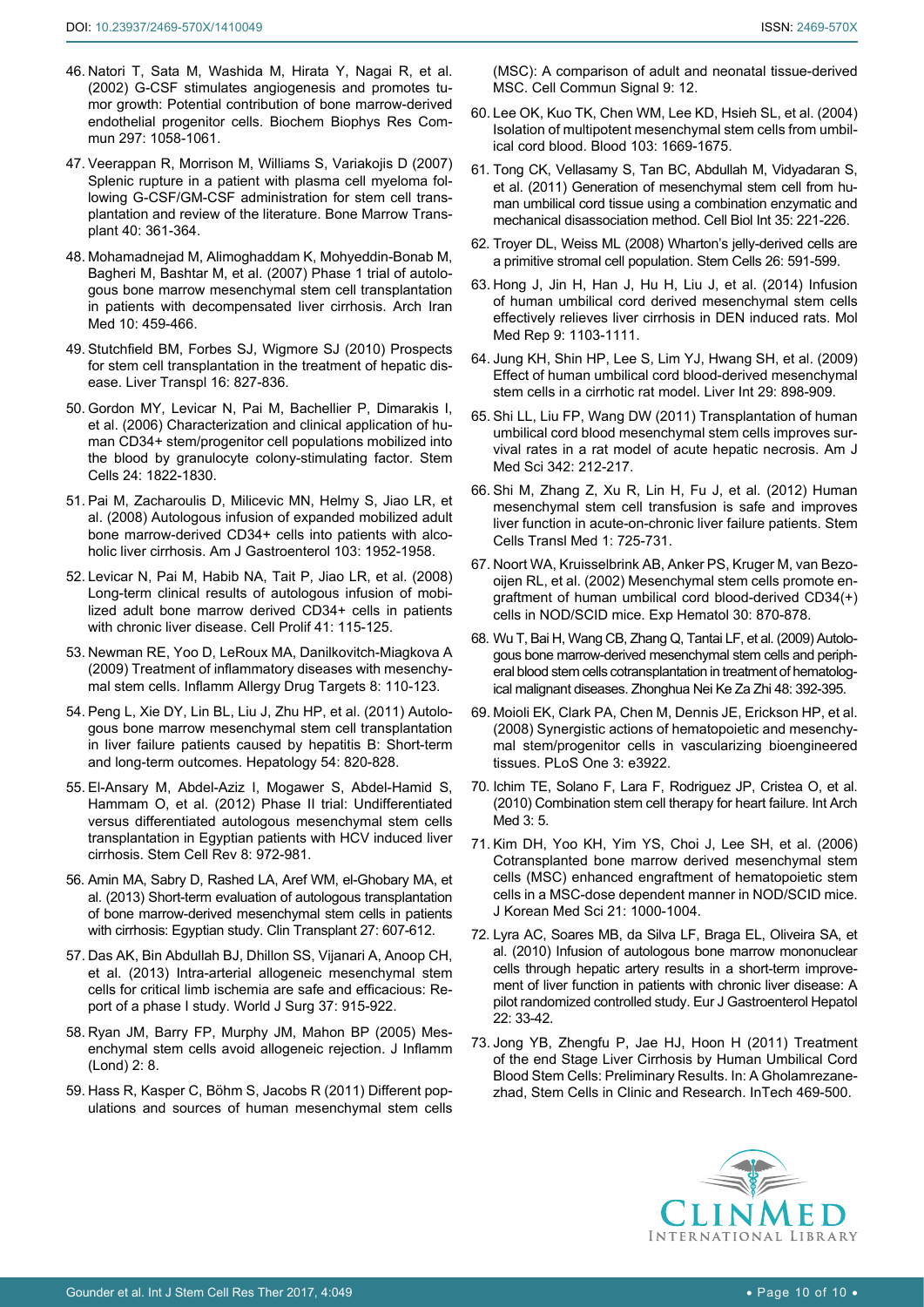46. Natori T, Sata M, Washida M, Hirata Y, Nagai R, et al. (2002) G-CSF stimulates angiogenesis and promotes tumor growth: Potential contribution of bone marrow-derived endothelial progenitor cells. Biochem Biophys Res Commun 297: 1058-1061.

47. Veerappan R, Morrison M, Williams S, Variakojis D (2007) Splenic rupture in a patient with plasma cell myeloma following G-CSF/GM-CSF administration for stem cell transplantation and review of the literature. Bone Marrow Transplant 40: 361-364.

48. Mohamadnejad M, Alimoghaddam K, Mohyeddin-Bonab M, Bagheri M, Bashtar M, et al. (2007) Phase 1 trial of autologous bone marrow mesenchymal stem cell transplantation in patients with decompensated liver cirrhosis. Arch Iran Med 10: 459-466.

49. Stutchfield BM, Forbes SJ, Wigmore SJ (2010) Prospects for stem cell transplantation in the treatment of hepatic disease. Liver Transpl 16: 827-836.

50. Gordon MY, Levicar N, Pai M, Bachellier P, Dimarakis I, et al. (2006) Characterization and clinical application of human CD34+ stem/progenitor cell populations mobilized into the blood by granulocyte colony-stimulating factor. Stem Cells 24: 1822-1830.

51. Pai M, Zacharoulis D, Milicevic MN, Helmy S, Jiao LR, et al. (2008) Autologous infusion of expanded mobilized adult bone marrow-derived CD34+ cells into patients with alcoholic liver cirrhosis. Am J Gastroenterol 103: 1952-1958.

52. Levicar N, Pai M, Habib NA, Tait P, Jiao LR, et al. (2008) Long-term clinical results of autologous infusion of mobilized adult bone marrow derived CD34+ cells in patients with chronic liver disease. Cell Prolif 41: 115-125.

53. Newman RE, Yoo D, LeRoux MA, Danilkovitch-Miagkova A (2009) Treatment of inflammatory diseases with mesenchymal stem cells. Inflamm Allergy Drug Targets 8: 110-123.

54. Peng L, Xie DY, Lin BL, Liu J, Zhu HP, et al. (2011) Autologous bone marrow mesenchymal stem cell transplantation in liver failure patients caused by hepatitis B: Short-term and long-term outcomes. Hepatology 54: 820-828.

55. El-Ansary M, Abdel-Aziz I, Mogawer S, Abdel-Hamid S, Hammam O, et al. (2012) Phase II trial: Undifferentiated versus differentiated autologous mesenchymal stem cells transplantation in Egyptian patients with HCV induced liver cirrhosis. Stem Cell Rev 8: 972-981.

56. Amin MA, Sabry D, Rashed LA, Aref WM, el-Ghobary MA, et al. (2013) Short-term evaluation of autologous transplantation of bone marrow-derived mesenchymal stem cells in patients with cirrhosis: Egyptian study. Clin Transplant 27: 607-612.

57. Das AK, Bin Abdullah BJ, Dhillon SS, Vijanari A, Anoop CH, et al. (2013) Intra-arterial allogeneic mesenchymal stem cells for critical limb ischemia are safe and efficacious: Report of a phase I study. World J Surg 37: 915-922.

58. Ryan JM, Barry FP, Murphy JM, Mahon BP (2005) Mesenchymal stem cells avoid allogeneic rejection. J Inflamm (Lond) 2: 8.

59. Hass R, Kasper C, Böhm S, Jacobs R (2011) Different populations and sources of human mesenchymal stem cells (MSC): A comparison of adult and neonatal tissue-derived MSC. Cell Commun Signal 9: 12.

60. Lee OK, Kuo TK, Chen WM, Lee KD, Hsieh SL, et al. (2004) Isolation of multipotent mesenchymal stem cells from umbilical cord blood. Blood 103: 1669-1675.

61. Tong CK, Vellasamy S, Tan BC, Abdullah M, Vidyadaran S, et al. (2011) Generation of mesenchymal stem cell from human umbilical cord tissue using a combination enzymatic and mechanical disassociation method. Cell Biol Int 35: 221-226.

62. Troyer DL, Weiss ML (2008) Wharton's jelly-derived cells are a primitive stromal cell population. Stem Cells 26: 591-599.

63. Hong J, Jin H, Han J, Hu H, Liu J, et al. (2014) Infusion of human umbilical cord derived mesenchymal stem cells effectively relieves liver cirrhosis in DEN induced rats. Mol Med Rep 9: 1103-1111.

64. Jung KH, Shin HP, Lee S, Lim YJ, Hwang SH, et al. (2009) Effect of human umbilical cord blood-derived mesenchymal stem cells in a cirrhotic rat model. Liver Int 29: 898-909.

65. Shi LL, Liu FP, Wang DW (2011) Transplantation of human umbilical cord blood mesenchymal stem cells improves survival rates in a rat model of acute hepatic necrosis. Am J Med Sci 342: 212-217.

66. Shi M, Zhang Z, Xu R, Lin H, Fu J, et al. (2012) Human mesenchymal stem cell transfusion is safe and improves liver function in acute-on-chronic liver failure patients. Stem Cells Transl Med 1: 725-731.

67. Noort WA, Kruisselbrink AB, Anker PS, Kruger M, van Bezooijen RL, et al. (2002) Mesenchymal stem cells promote engraftment of human umbilical cord blood-derived CD34(+) cells in NOD/SCID mice. Exp Hematol 30: 870-878.

68. Wu T, Bai H, Wang CB, Zhang Q, Tantai LF, et al. (2009) Autologous bone marrow-derived mesenchymal stem cells and peripheral blood stem cells cotransplantation in treatment of hematological malignant diseases. Zhonghua Nei Ke Za Zhi 48: 392-395.

69. Moioli EK, Clark PA, Chen M, Dennis JE, Erickson HP, et al. (2008) Synergistic actions of hematopoietic and mesenchymal stem/progenitor cells in vascularizing bioengineered tissues. PLoS One 3: e3922.

70. Ichim TE, Solano F, Lara F, Rodriguez JP, Cristea O, et al. (2010) Combination stem cell therapy for heart failure. Int Arch Med 3: 5.

71. Kim DH, Yoo KH, Yim YS, Choi J, Lee SH, et al. (2006) Cotransplanted bone marrow derived mesenchymal stem cells (MSC) enhanced engraftment of hematopoietic stem cells in a MSC-dose dependent manner in NOD/SCID mice. J Korean Med Sci 21: 1000-1004.

72. Lyra AC, Soares MB, da Silva LF, Braga EL, Oliveira SA, et al. (2010) Infusion of autologous bone marrow mononuclear cells through hepatic artery results in a short-term improvement of liver function in patients with chronic liver disease: A pilot randomized controlled study. Eur J Gastroenterol Hepatol 22: 33-42.

73. Jong YB, Zhengfu P, Jae HJ, Hoon H (2011) Treatment of the end Stage Liver Cirrhosis by Human Umbilical Cord Blood Stem Cells: Preliminary Results. In: A Gholamrezanezhad, Stem Cells in Clinic and Research. InTech 469-500.